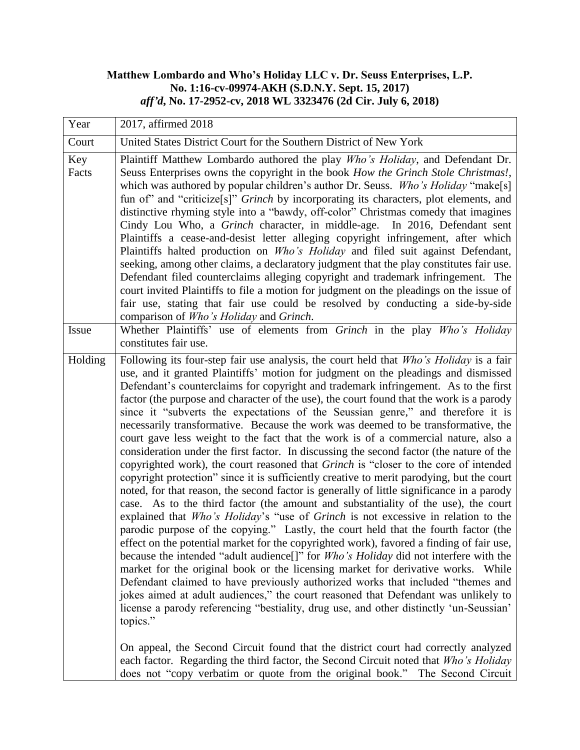**Matthew Lombardo and Who's Holiday LLC v. Dr. Seuss Enterprises, L.P.**
**No. 1:16-cv-09974-AKH (S.D.N.Y. Sept. 15, 2017)**
***aff'd*, No. 17-2952-cv, 2018 WL 3323476 (2d Cir. July 6, 2018)**

| Year | 2017, affirmed 2018 |
|---|---|
| Court | United States District Court for the Southern District of New York |
| Key Facts | Plaintiff Matthew Lombardo authored the play *Who's Holiday*, and Defendant Dr. Seuss Enterprises owns the copyright in the book *How the Grinch Stole Christmas!*, which was authored by popular children's author Dr. Seuss. *Who's Holiday* "make[s] fun of" and "criticize[s]" *Grinch* by incorporating its characters, plot elements, and distinctive rhyming style into a "bawdy, off-color" Christmas comedy that imagines Cindy Lou Who, a *Grinch* character, in middle-age. In 2016, Defendant sent Plaintiffs a cease-and-desist letter alleging copyright infringement, after which Plaintiffs halted production on *Who's Holiday* and filed suit against Defendant, seeking, among other claims, a declaratory judgment that the play constitutes fair use. Defendant filed counterclaims alleging copyright and trademark infringement. The court invited Plaintiffs to file a motion for judgment on the pleadings on the issue of fair use, stating that fair use could be resolved by conducting a side-by-side comparison of *Who's Holiday* and *Grinch*. |
| Issue | Whether Plaintiffs' use of elements from *Grinch* in the play *Who's Holiday* constitutes fair use. |
| Holding | Following its four-step fair use analysis, the court held that *Who's Holiday* is a fair use, and it granted Plaintiffs' motion for judgment on the pleadings and dismissed Defendant's counterclaims for copyright and trademark infringement. As to the first factor (the purpose and character of the use), the court found that the work is a parody since it "subverts the expectations of the Seussian genre," and therefore it is necessarily transformative. Because the work was deemed to be transformative, the court gave less weight to the fact that the work is of a commercial nature, also a consideration under the first factor. In discussing the second factor (the nature of the copyrighted work), the court reasoned that *Grinch* is "closer to the core of intended copyright protection" since it is sufficiently creative to merit parodying, but the court noted, for that reason, the second factor is generally of little significance in a parody case. As to the third factor (the amount and substantiality of the use), the court explained that *Who's Holiday*'s "use of *Grinch* is not excessive in relation to the parodic purpose of the copying." Lastly, the court held that the fourth factor (the effect on the potential market for the copyrighted work), favored a finding of fair use, because the intended "adult audience[]" for *Who's Holiday* did not interfere with the market for the original book or the licensing market for derivative works. While Defendant claimed to have previously authorized works that included "themes and jokes aimed at adult audiences," the court reasoned that Defendant was unlikely to license a parody referencing "bestiality, drug use, and other distinctly 'un-Seussian' topics."<br><br>On appeal, the Second Circuit found that the district court had correctly analyzed each factor. Regarding the third factor, the Second Circuit noted that *Who's Holiday* does not "copy verbatim or quote from the original book." The Second Circuit |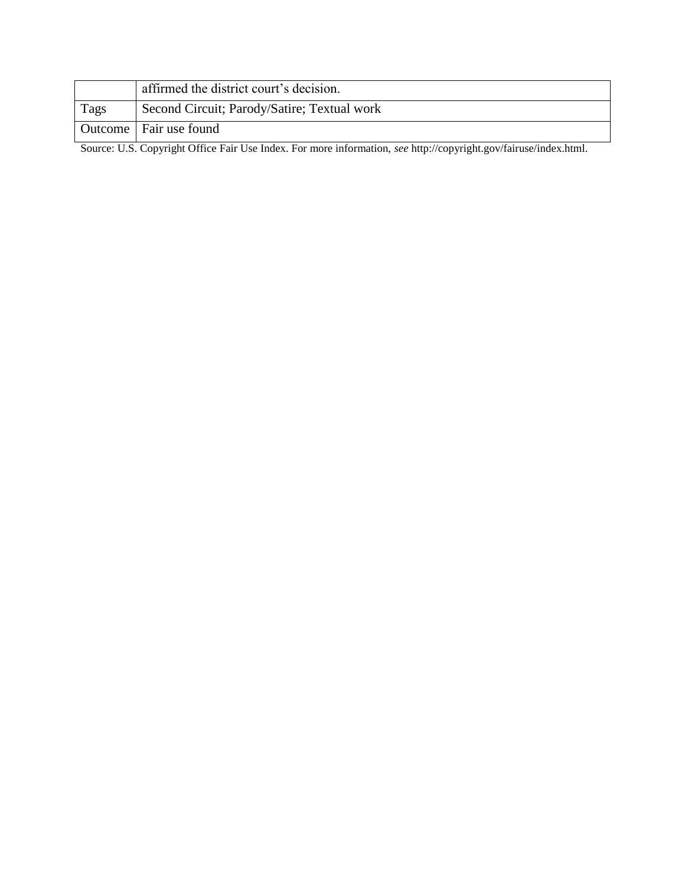| | |
|---|---|
| | affirmed the district court's decision. |
| Tags | Second Circuit; Parody/Satire; Textual work |
| Outcome | Fair use found |

Source: U.S. Copyright Office Fair Use Index. For more information, *see* http://copyright.gov/fairuse/index.html.